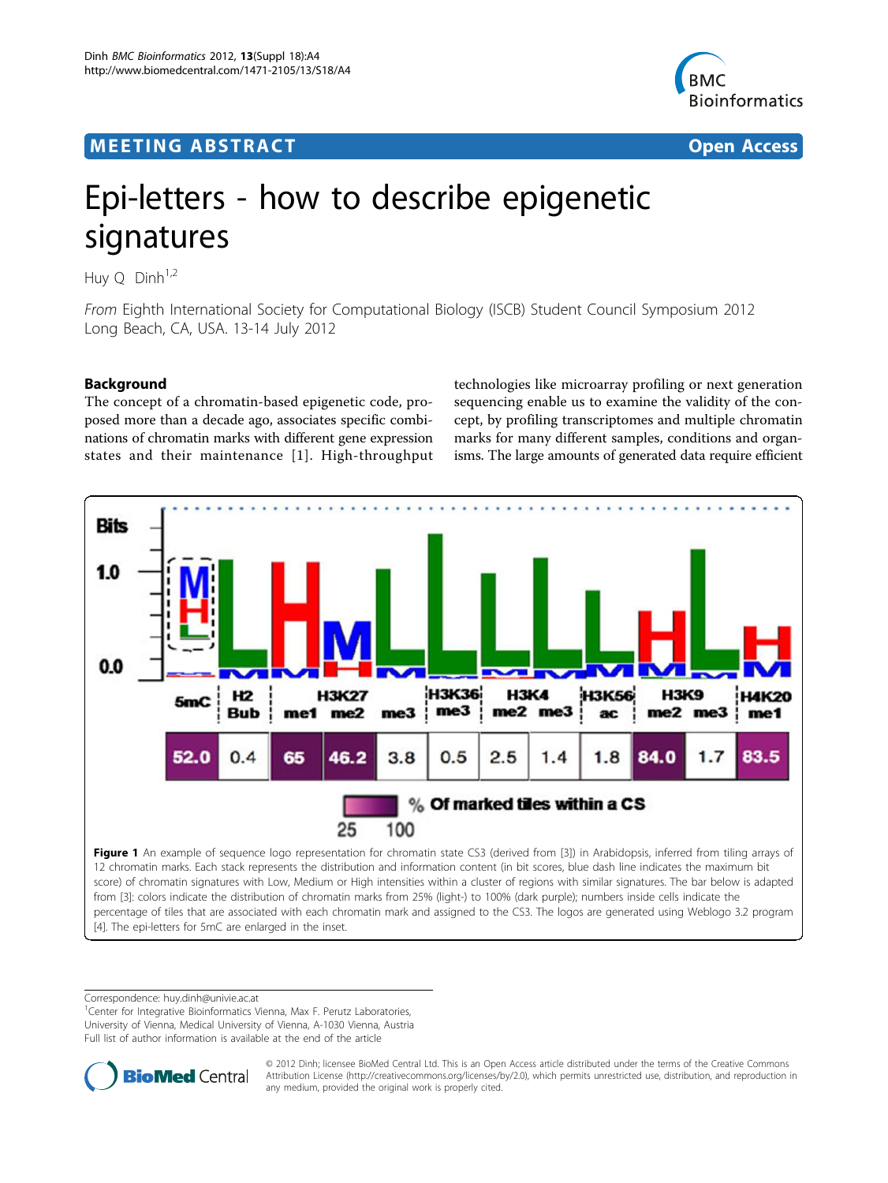# Epi-letters - how to describe epigenetic signatures

Huy Q Dinh[1,2]

*From* Eighth International Society for Computational Biology (ISCB) Student Council Symposium 2012
Long Beach, CA, USA. 13-14 July 2012

## Background

The concept of a chromatin-based epigenetic code, proposed more than a decade ago, associates specific combinations of chromatin marks with different gene expression states and their maintenance [1]. High-throughput technologies like microarray profiling or next generation sequencing enable us to examine the validity of the concept, by profiling transcriptomes and multiple chromatin marks for many different samples, conditions and organisms. The large amounts of generated data require efficient

**Figure 1** An example of sequence logo representation for chromatin state CS3 (derived from [3]) in Arabidopsis, inferred from tiling arrays of 12 chromatin marks. Each stack represents the distribution and information content (in bit scores, blue dash line indicates the maximum bit score) of chromatin signatures with Low, Medium or High intensities within a cluster of regions with similar signatures. The bar below is adapted from [3]: colors indicate the distribution of chromatin marks from 25% (light-) to 100% (dark purple); numbers inside cells indicate the percentage of tiles that are associated with each chromatin mark and assigned to the CS3. The logos are generated using Weblogo 3.2 program [4]. The epi-letters for 5mC are enlarged in the inset.

Correspondence: huy.dinh@univie.ac.at
[1]Center for Integrative Bioinformatics Vienna, Max F. Perutz Laboratories, University of Vienna, Medical University of Vienna, A-1030 Vienna, Austria
Full list of author information is available at the end of the article

© 2012 Dinh; licensee BioMed Central Ltd. This is an Open Access article distributed under the terms of the Creative Commons Attribution License (http://creativecommons.org/licenses/by/2.0), which permits unrestricted use, distribution, and reproduction in any medium, provided the original work is properly cited.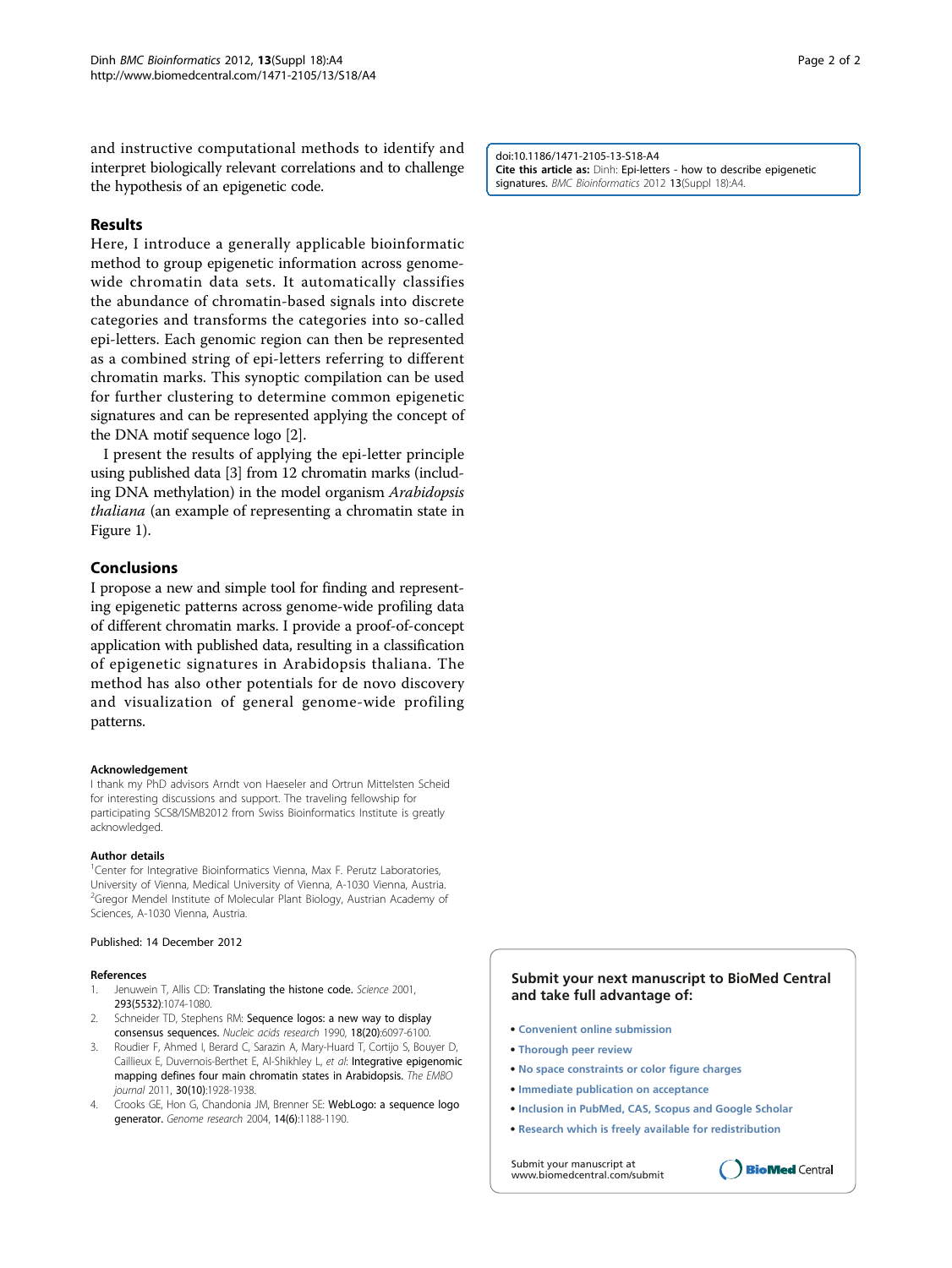and instructive computational methods to identify and interpret biologically relevant correlations and to challenge the hypothesis of an epigenetic code.

## Results

Here, I introduce a generally applicable bioinformatic method to group epigenetic information across genome-wide chromatin data sets. It automatically classifies the abundance of chromatin-based signals into discrete categories and transforms the categories into so-called epi-letters. Each genomic region can then be represented as a combined string of epi-letters referring to different chromatin marks. This synoptic compilation can be used for further clustering to determine common epigenetic signatures and can be represented applying the concept of the DNA motif sequence logo [2].

I present the results of applying the epi-letter principle using published data [3] from 12 chromatin marks (including DNA methylation) in the model organism *Arabidopsis thaliana* (an example of representing a chromatin state in Figure 1).

## Conclusions

I propose a new and simple tool for finding and representing epigenetic patterns across genome-wide profiling data of different chromatin marks. I provide a proof-of-concept application with published data, resulting in a classification of epigenetic signatures in Arabidopsis thaliana. The method has also other potentials for de novo discovery and visualization of general genome-wide profiling patterns.

#### Acknowledgement

I thank my PhD advisors Arndt von Haeseler and Ortrun Mittelsten Scheid for interesting discussions and support. The traveling fellowship for participating SCS8/ISMB2012 from Swiss Bioinformatics Institute is greatly acknowledged.

#### Author details

[1]Center for Integrative Bioinformatics Vienna, Max F. Perutz Laboratories, University of Vienna, Medical University of Vienna, A-1030 Vienna, Austria. [2]Gregor Mendel Institute of Molecular Plant Biology, Austrian Academy of Sciences, A-1030 Vienna, Austria.

Published: 14 December 2012

#### References

1. Jenuwein T, Allis CD: **Translating the histone code.** *Science* 2001, **293(5532)**:1074-1080.
2. Schneider TD, Stephens RM: **Sequence logos: a new way to display consensus sequences.** *Nucleic acids research* 1990, **18(20)**:6097-6100.
3. Roudier F, Ahmed I, Berard C, Sarazin A, Mary-Huard T, Cortijo S, Bouyer D, Caillieux E, Duvernois-Berthet E, Al-Shikhley L, *et al*: **Integrative epigenomic mapping defines four main chromatin states in Arabidopsis.** *The EMBO journal* 2011, **30(10)**:1928-1938.
4. Crooks GE, Hon G, Chandonia JM, Brenner SE: **WebLogo: a sequence logo generator.** *Genome research* 2004, **14(6)**:1188-1190.

doi:10.1186/1471-2105-13-S18-A4
**Cite this article as:** Dinh: Epi-letters - how to describe epigenetic signatures. *BMC Bioinformatics* 2012 **13**(Suppl 18):A4.

**Submit your next manuscript to BioMed Central and take full advantage of:**

- Convenient online submission
- Thorough peer review
- No space constraints or color figure charges
- Immediate publication on acceptance
- Inclusion in PubMed, CAS, Scopus and Google Scholar
- Research which is freely available for redistribution

Submit your manuscript at
www.biomedcentral.com/submit

BioMed Central